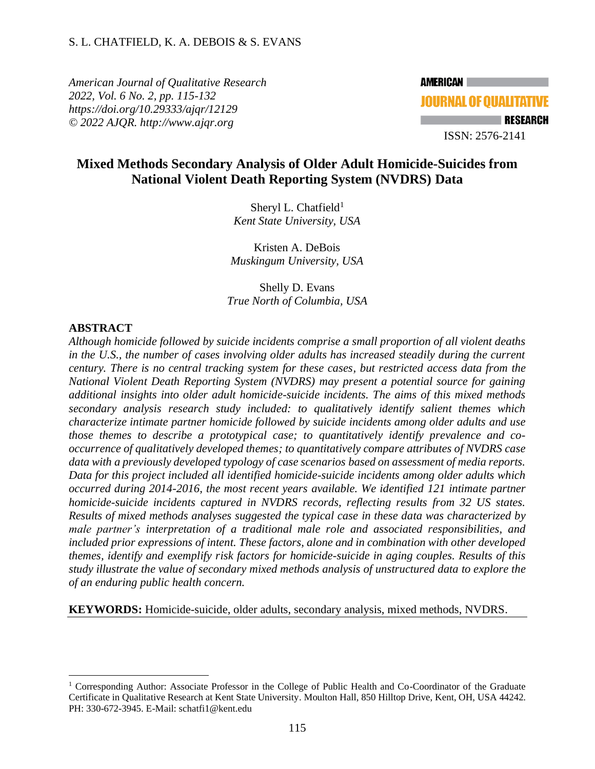*American Journal of Qualitative Research*
*2022, Vol. 6 No. 2, pp. 115-132*
*https://doi.org/10.29333/ajqr/12129*
*© 2022 AJQR. http://www.ajqr.org*

ISSN: 2576-2141

# Mixed Methods Secondary Analysis of Older Adult Homicide-Suicides from National Violent Death Reporting System (NVDRS) Data

Sheryl L. Chatfield[1]
*Kent State University, USA*

Kristen A. DeBois
*Muskingum University, USA*

Shelly D. Evans
*True North of Columbia, USA*

## ABSTRACT

*Although homicide followed by suicide incidents comprise a small proportion of all violent deaths in the U.S., the number of cases involving older adults has increased steadily during the current century. There is no central tracking system for these cases, but restricted access data from the National Violent Death Reporting System (NVDRS) may present a potential source for gaining additional insights into older adult homicide-suicide incidents. The aims of this mixed methods secondary analysis research study included: to qualitatively identify salient themes which characterize intimate partner homicide followed by suicide incidents among older adults and use those themes to describe a prototypical case; to quantitatively identify prevalence and co-occurrence of qualitatively developed themes; to quantitatively compare attributes of NVDRS case data with a previously developed typology of case scenarios based on assessment of media reports. Data for this project included all identified homicide-suicide incidents among older adults which occurred during 2014-2016, the most recent years available. We identified 121 intimate partner homicide-suicide incidents captured in NVDRS records, reflecting results from 32 US states. Results of mixed methods analyses suggested the typical case in these data was characterized by male partner's interpretation of a traditional male role and associated responsibilities, and included prior expressions of intent. These factors, alone and in combination with other developed themes, identify and exemplify risk factors for homicide-suicide in aging couples. Results of this study illustrate the value of secondary mixed methods analysis of unstructured data to explore the of an enduring public health concern.*

**KEYWORDS:** Homicide-suicide, older adults, secondary analysis, mixed methods, NVDRS.

---

[1] Corresponding Author: Associate Professor in the College of Public Health and Co-Coordinator of the Graduate Certificate in Qualitative Research at Kent State University. Moulton Hall, 850 Hilltop Drive, Kent, OH, USA 44242. PH: 330-672-3945. E-Mail: schatfi1@kent.edu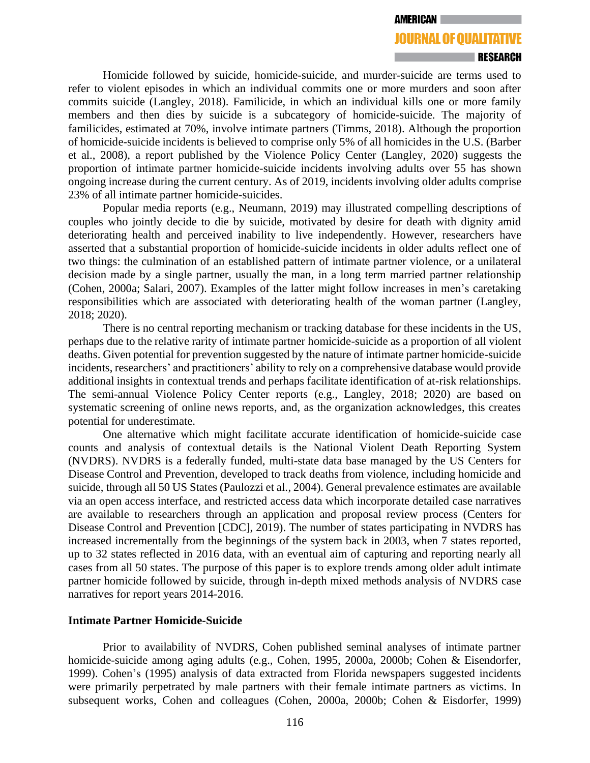Homicide followed by suicide, homicide-suicide, and murder-suicide are terms used to refer to violent episodes in which an individual commits one or more murders and soon after commits suicide (Langley, 2018). Familicide, in which an individual kills one or more family members and then dies by suicide is a subcategory of homicide-suicide. The majority of familicides, estimated at 70%, involve intimate partners (Timms, 2018). Although the proportion of homicide-suicide incidents is believed to comprise only 5% of all homicides in the U.S. (Barber et al., 2008), a report published by the Violence Policy Center (Langley, 2020) suggests the proportion of intimate partner homicide-suicide incidents involving adults over 55 has shown ongoing increase during the current century. As of 2019, incidents involving older adults comprise 23% of all intimate partner homicide-suicides.

Popular media reports (e.g., Neumann, 2019) may illustrated compelling descriptions of couples who jointly decide to die by suicide, motivated by desire for death with dignity amid deteriorating health and perceived inability to live independently. However, researchers have asserted that a substantial proportion of homicide-suicide incidents in older adults reflect one of two things: the culmination of an established pattern of intimate partner violence, or a unilateral decision made by a single partner, usually the man, in a long term married partner relationship (Cohen, 2000a; Salari, 2007). Examples of the latter might follow increases in men's caretaking responsibilities which are associated with deteriorating health of the woman partner (Langley, 2018; 2020).

There is no central reporting mechanism or tracking database for these incidents in the US, perhaps due to the relative rarity of intimate partner homicide-suicide as a proportion of all violent deaths. Given potential for prevention suggested by the nature of intimate partner homicide-suicide incidents, researchers' and practitioners' ability to rely on a comprehensive database would provide additional insights in contextual trends and perhaps facilitate identification of at-risk relationships. The semi-annual Violence Policy Center reports (e.g., Langley, 2018; 2020) are based on systematic screening of online news reports, and, as the organization acknowledges, this creates potential for underestimate.

One alternative which might facilitate accurate identification of homicide-suicide case counts and analysis of contextual details is the National Violent Death Reporting System (NVDRS). NVDRS is a federally funded, multi-state data base managed by the US Centers for Disease Control and Prevention, developed to track deaths from violence, including homicide and suicide, through all 50 US States (Paulozzi et al., 2004). General prevalence estimates are available via an open access interface, and restricted access data which incorporate detailed case narratives are available to researchers through an application and proposal review process (Centers for Disease Control and Prevention [CDC], 2019). The number of states participating in NVDRS has increased incrementally from the beginnings of the system back in 2003, when 7 states reported, up to 32 states reflected in 2016 data, with an eventual aim of capturing and reporting nearly all cases from all 50 states. The purpose of this paper is to explore trends among older adult intimate partner homicide followed by suicide, through in-depth mixed methods analysis of NVDRS case narratives for report years 2014-2016.

## Intimate Partner Homicide-Suicide

Prior to availability of NVDRS, Cohen published seminal analyses of intimate partner homicide-suicide among aging adults (e.g., Cohen, 1995, 2000a, 2000b; Cohen & Eisendorfer, 1999). Cohen's (1995) analysis of data extracted from Florida newspapers suggested incidents were primarily perpetrated by male partners with their female intimate partners as victims. In subsequent works, Cohen and colleagues (Cohen, 2000a, 2000b; Cohen & Eisdorfer, 1999)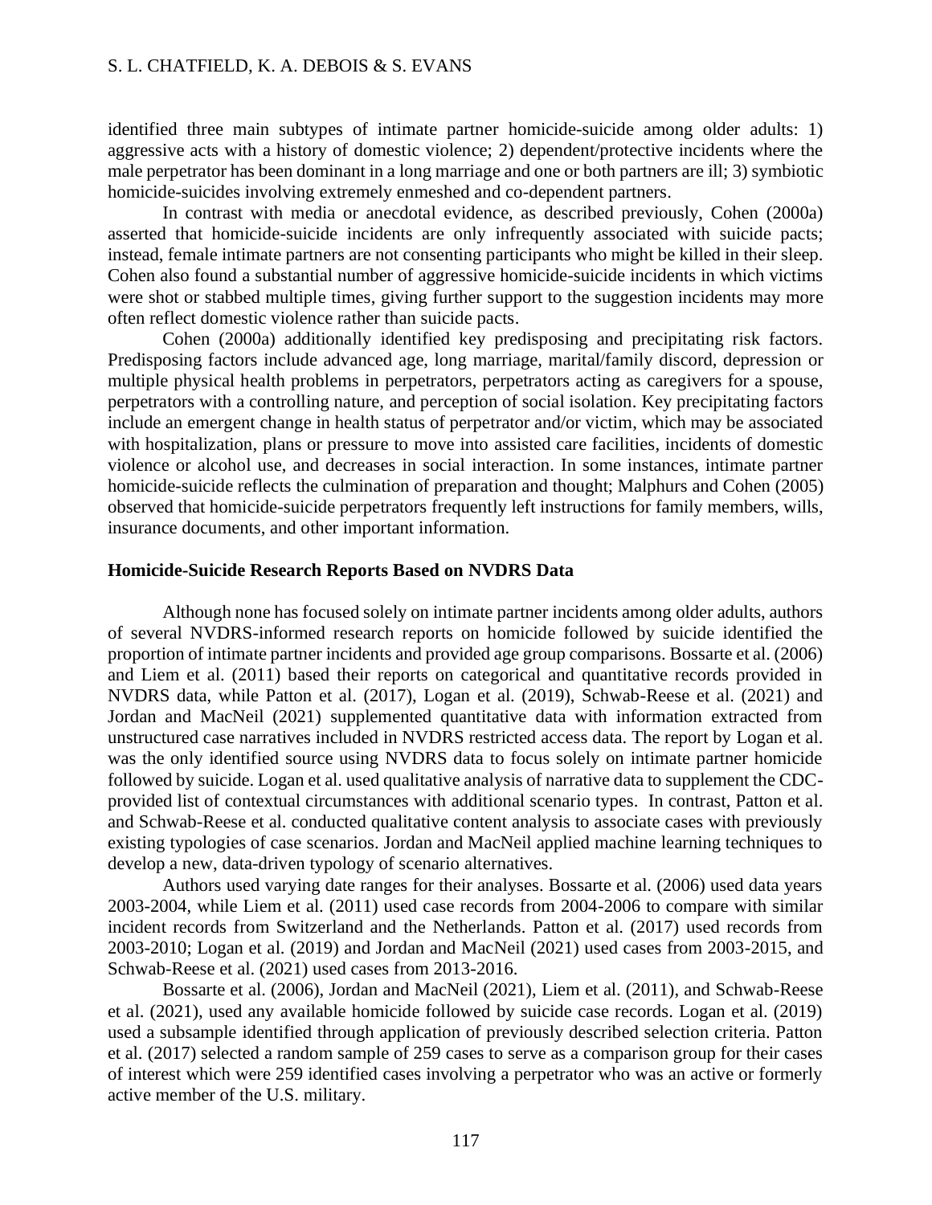identified three main subtypes of intimate partner homicide-suicide among older adults: 1) aggressive acts with a history of domestic violence; 2) dependent/protective incidents where the male perpetrator has been dominant in a long marriage and one or both partners are ill; 3) symbiotic homicide-suicides involving extremely enmeshed and co-dependent partners.

In contrast with media or anecdotal evidence, as described previously, Cohen (2000a) asserted that homicide-suicide incidents are only infrequently associated with suicide pacts; instead, female intimate partners are not consenting participants who might be killed in their sleep. Cohen also found a substantial number of aggressive homicide-suicide incidents in which victims were shot or stabbed multiple times, giving further support to the suggestion incidents may more often reflect domestic violence rather than suicide pacts.

Cohen (2000a) additionally identified key predisposing and precipitating risk factors. Predisposing factors include advanced age, long marriage, marital/family discord, depression or multiple physical health problems in perpetrators, perpetrators acting as caregivers for a spouse, perpetrators with a controlling nature, and perception of social isolation. Key precipitating factors include an emergent change in health status of perpetrator and/or victim, which may be associated with hospitalization, plans or pressure to move into assisted care facilities, incidents of domestic violence or alcohol use, and decreases in social interaction. In some instances, intimate partner homicide-suicide reflects the culmination of preparation and thought; Malphurs and Cohen (2005) observed that homicide-suicide perpetrators frequently left instructions for family members, wills, insurance documents, and other important information.

### Homicide-Suicide Research Reports Based on NVDRS Data

Although none has focused solely on intimate partner incidents among older adults, authors of several NVDRS-informed research reports on homicide followed by suicide identified the proportion of intimate partner incidents and provided age group comparisons. Bossarte et al. (2006) and Liem et al. (2011) based their reports on categorical and quantitative records provided in NVDRS data, while Patton et al. (2017), Logan et al. (2019), Schwab-Reese et al. (2021) and Jordan and MacNeil (2021) supplemented quantitative data with information extracted from unstructured case narratives included in NVDRS restricted access data. The report by Logan et al. was the only identified source using NVDRS data to focus solely on intimate partner homicide followed by suicide. Logan et al. used qualitative analysis of narrative data to supplement the CDC-provided list of contextual circumstances with additional scenario types. In contrast, Patton et al. and Schwab-Reese et al. conducted qualitative content analysis to associate cases with previously existing typologies of case scenarios. Jordan and MacNeil applied machine learning techniques to develop a new, data-driven typology of scenario alternatives.

Authors used varying date ranges for their analyses. Bossarte et al. (2006) used data years 2003-2004, while Liem et al. (2011) used case records from 2004-2006 to compare with similar incident records from Switzerland and the Netherlands. Patton et al. (2017) used records from 2003-2010; Logan et al. (2019) and Jordan and MacNeil (2021) used cases from 2003-2015, and Schwab-Reese et al. (2021) used cases from 2013-2016.

Bossarte et al. (2006), Jordan and MacNeil (2021), Liem et al. (2011), and Schwab-Reese et al. (2021), used any available homicide followed by suicide case records. Logan et al. (2019) used a subsample identified through application of previously described selection criteria. Patton et al. (2017) selected a random sample of 259 cases to serve as a comparison group for their cases of interest which were 259 identified cases involving a perpetrator who was an active or formerly active member of the U.S. military.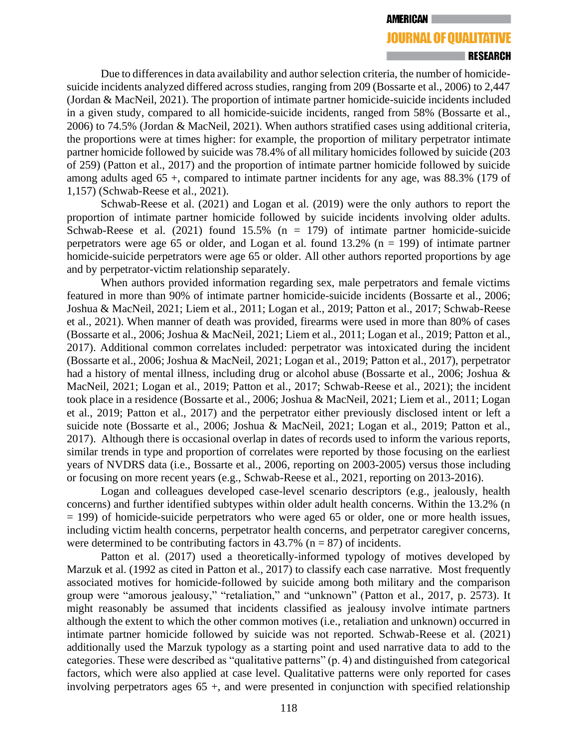Due to differences in data availability and author selection criteria, the number of homicide-suicide incidents analyzed differed across studies, ranging from 209 (Bossarte et al., 2006) to 2,447 (Jordan & MacNeil, 2021). The proportion of intimate partner homicide-suicide incidents included in a given study, compared to all homicide-suicide incidents, ranged from 58% (Bossarte et al., 2006) to 74.5% (Jordan & MacNeil, 2021). When authors stratified cases using additional criteria, the proportions were at times higher: for example, the proportion of military perpetrator intimate partner homicide followed by suicide was 78.4% of all military homicides followed by suicide (203 of 259) (Patton et al., 2017) and the proportion of intimate partner homicide followed by suicide among adults aged 65 +, compared to intimate partner incidents for any age, was 88.3% (179 of 1,157) (Schwab-Reese et al., 2021).

Schwab-Reese et al. (2021) and Logan et al. (2019) were the only authors to report the proportion of intimate partner homicide followed by suicide incidents involving older adults. Schwab-Reese et al. (2021) found 15.5% (n = 179) of intimate partner homicide-suicide perpetrators were age 65 or older, and Logan et al. found 13.2% (n = 199) of intimate partner homicide-suicide perpetrators were age 65 or older. All other authors reported proportions by age and by perpetrator-victim relationship separately.

When authors provided information regarding sex, male perpetrators and female victims featured in more than 90% of intimate partner homicide-suicide incidents (Bossarte et al., 2006; Joshua & MacNeil, 2021; Liem et al., 2011; Logan et al., 2019; Patton et al., 2017; Schwab-Reese et al., 2021). When manner of death was provided, firearms were used in more than 80% of cases (Bossarte et al., 2006; Joshua & MacNeil, 2021; Liem et al., 2011; Logan et al., 2019; Patton et al., 2017). Additional common correlates included: perpetrator was intoxicated during the incident (Bossarte et al., 2006; Joshua & MacNeil, 2021; Logan et al., 2019; Patton et al., 2017), perpetrator had a history of mental illness, including drug or alcohol abuse (Bossarte et al., 2006; Joshua & MacNeil, 2021; Logan et al., 2019; Patton et al., 2017; Schwab-Reese et al., 2021); the incident took place in a residence (Bossarte et al., 2006; Joshua & MacNeil, 2021; Liem et al., 2011; Logan et al., 2019; Patton et al., 2017) and the perpetrator either previously disclosed intent or left a suicide note (Bossarte et al., 2006; Joshua & MacNeil, 2021; Logan et al., 2019; Patton et al., 2017). Although there is occasional overlap in dates of records used to inform the various reports, similar trends in type and proportion of correlates were reported by those focusing on the earliest years of NVDRS data (i.e., Bossarte et al., 2006, reporting on 2003-2005) versus those including or focusing on more recent years (e.g., Schwab-Reese et al., 2021, reporting on 2013-2016).

Logan and colleagues developed case-level scenario descriptors (e.g., jealously, health concerns) and further identified subtypes within older adult health concerns. Within the 13.2% (n = 199) of homicide-suicide perpetrators who were aged 65 or older, one or more health issues, including victim health concerns, perpetrator health concerns, and perpetrator caregiver concerns, were determined to be contributing factors in 43.7% (n = 87) of incidents.

Patton et al. (2017) used a theoretically-informed typology of motives developed by Marzuk et al. (1992 as cited in Patton et al., 2017) to classify each case narrative. Most frequently associated motives for homicide-followed by suicide among both military and the comparison group were "amorous jealousy," "retaliation," and "unknown" (Patton et al., 2017, p. 2573). It might reasonably be assumed that incidents classified as jealousy involve intimate partners although the extent to which the other common motives (i.e., retaliation and unknown) occurred in intimate partner homicide followed by suicide was not reported. Schwab-Reese et al. (2021) additionally used the Marzuk typology as a starting point and used narrative data to add to the categories. These were described as "qualitative patterns" (p. 4) and distinguished from categorical factors, which were also applied at case level. Qualitative patterns were only reported for cases involving perpetrators ages 65 +, and were presented in conjunction with specified relationship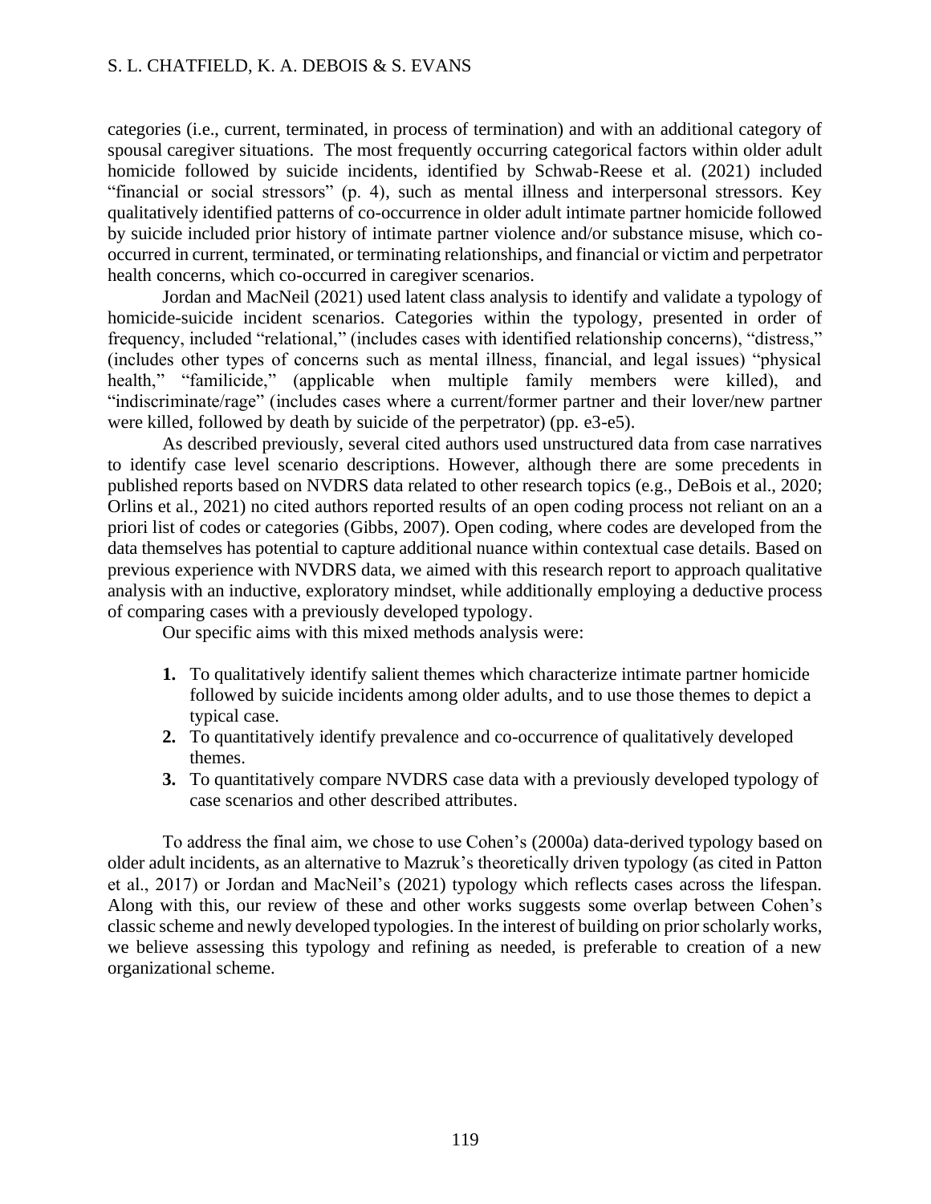categories (i.e., current, terminated, in process of termination) and with an additional category of spousal caregiver situations. The most frequently occurring categorical factors within older adult homicide followed by suicide incidents, identified by Schwab-Reese et al. (2021) included "financial or social stressors" (p. 4), such as mental illness and interpersonal stressors. Key qualitatively identified patterns of co-occurrence in older adult intimate partner homicide followed by suicide included prior history of intimate partner violence and/or substance misuse, which co-occurred in current, terminated, or terminating relationships, and financial or victim and perpetrator health concerns, which co-occurred in caregiver scenarios.

Jordan and MacNeil (2021) used latent class analysis to identify and validate a typology of homicide-suicide incident scenarios. Categories within the typology, presented in order of frequency, included "relational," (includes cases with identified relationship concerns), "distress," (includes other types of concerns such as mental illness, financial, and legal issues) "physical health," "familicide," (applicable when multiple family members were killed), and "indiscriminate/rage" (includes cases where a current/former partner and their lover/new partner were killed, followed by death by suicide of the perpetrator) (pp. e3-e5).

As described previously, several cited authors used unstructured data from case narratives to identify case level scenario descriptions. However, although there are some precedents in published reports based on NVDRS data related to other research topics (e.g., DeBois et al., 2020; Orlins et al., 2021) no cited authors reported results of an open coding process not reliant on an a priori list of codes or categories (Gibbs, 2007). Open coding, where codes are developed from the data themselves has potential to capture additional nuance within contextual case details. Based on previous experience with NVDRS data, we aimed with this research report to approach qualitative analysis with an inductive, exploratory mindset, while additionally employing a deductive process of comparing cases with a previously developed typology.

Our specific aims with this mixed methods analysis were:

1. To qualitatively identify salient themes which characterize intimate partner homicide followed by suicide incidents among older adults, and to use those themes to depict a typical case.
2. To quantitatively identify prevalence and co-occurrence of qualitatively developed themes.
3. To quantitatively compare NVDRS case data with a previously developed typology of case scenarios and other described attributes.

To address the final aim, we chose to use Cohen's (2000a) data-derived typology based on older adult incidents, as an alternative to Mazruk's theoretically driven typology (as cited in Patton et al., 2017) or Jordan and MacNeil's (2021) typology which reflects cases across the lifespan. Along with this, our review of these and other works suggests some overlap between Cohen's classic scheme and newly developed typologies. In the interest of building on prior scholarly works, we believe assessing this typology and refining as needed, is preferable to creation of a new organizational scheme.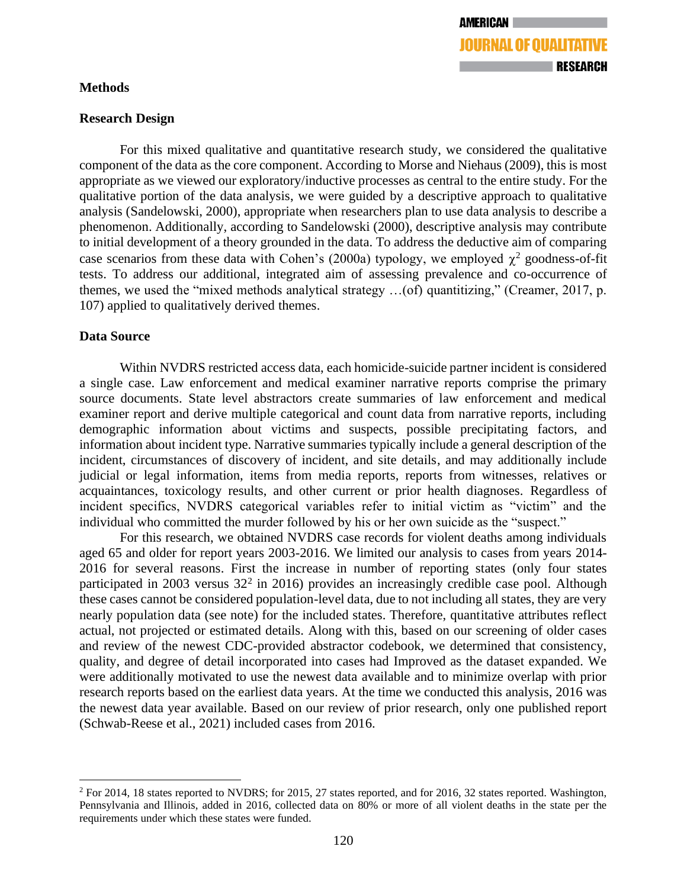## Methods

### Research Design

For this mixed qualitative and quantitative research study, we considered the qualitative component of the data as the core component. According to Morse and Niehaus (2009), this is most appropriate as we viewed our exploratory/inductive processes as central to the entire study. For the qualitative portion of the data analysis, we were guided by a descriptive approach to qualitative analysis (Sandelowski, 2000), appropriate when researchers plan to use data analysis to describe a phenomenon. Additionally, according to Sandelowski (2000), descriptive analysis may contribute to initial development of a theory grounded in the data. To address the deductive aim of comparing case scenarios from these data with Cohen's (2000a) typology, we employed $\chi^2$ goodness-of-fit tests. To address our additional, integrated aim of assessing prevalence and co-occurrence of themes, we used the "mixed methods analytical strategy …(of) quantitizing," (Creamer, 2017, p. 107) applied to qualitatively derived themes.

### Data Source

Within NVDRS restricted access data, each homicide-suicide partner incident is considered a single case. Law enforcement and medical examiner narrative reports comprise the primary source documents. State level abstractors create summaries of law enforcement and medical examiner report and derive multiple categorical and count data from narrative reports, including demographic information about victims and suspects, possible precipitating factors, and information about incident type. Narrative summaries typically include a general description of the incident, circumstances of discovery of incident, and site details, and may additionally include judicial or legal information, items from media reports, reports from witnesses, relatives or acquaintances, toxicology results, and other current or prior health diagnoses. Regardless of incident specifics, NVDRS categorical variables refer to initial victim as "victim" and the individual who committed the murder followed by his or her own suicide as the "suspect."

For this research, we obtained NVDRS case records for violent deaths among individuals aged 65 and older for report years 2003-2016. We limited our analysis to cases from years 2014-2016 for several reasons. First the increase in number of reporting states (only four states participated in 2003 versus 32[2] in 2016) provides an increasingly credible case pool. Although these cases cannot be considered population-level data, due to not including all states, they are very nearly population data (see note) for the included states. Therefore, quantitative attributes reflect actual, not projected or estimated details. Along with this, based on our screening of older cases and review of the newest CDC-provided abstractor codebook, we determined that consistency, quality, and degree of detail incorporated into cases had Improved as the dataset expanded. We were additionally motivated to use the newest data available and to minimize overlap with prior research reports based on the earliest data years. At the time we conducted this analysis, 2016 was the newest data year available. Based on our review of prior research, only one published report (Schwab-Reese et al., 2021) included cases from 2016.

[2] For 2014, 18 states reported to NVDRS; for 2015, 27 states reported, and for 2016, 32 states reported. Washington, Pennsylvania and Illinois, added in 2016, collected data on 80% or more of all violent deaths in the state per the requirements under which these states were funded.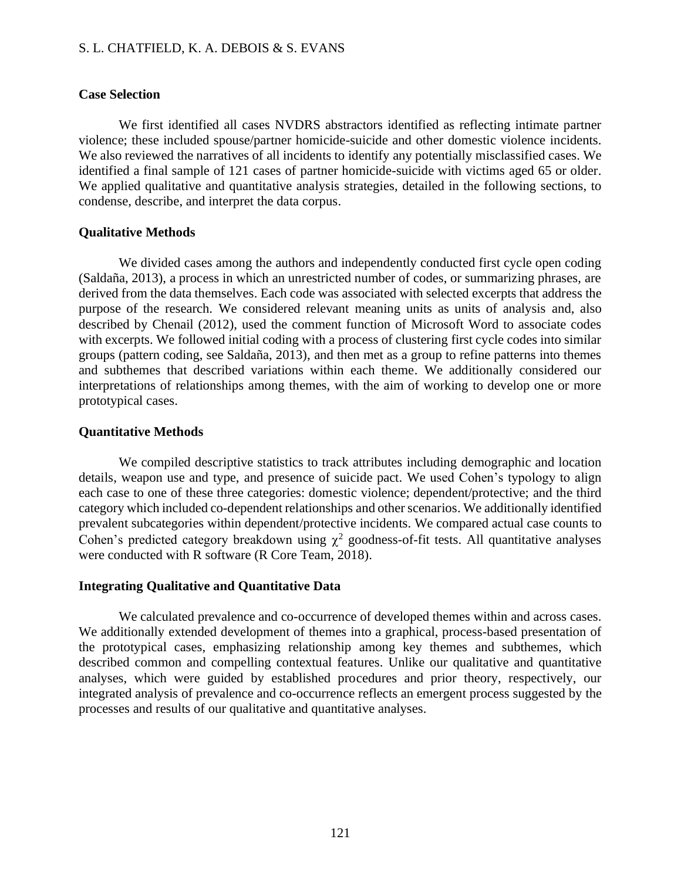### Case Selection

We first identified all cases NVDRS abstractors identified as reflecting intimate partner violence; these included spouse/partner homicide-suicide and other domestic violence incidents. We also reviewed the narratives of all incidents to identify any potentially misclassified cases. We identified a final sample of 121 cases of partner homicide-suicide with victims aged 65 or older. We applied qualitative and quantitative analysis strategies, detailed in the following sections, to condense, describe, and interpret the data corpus.

### Qualitative Methods

We divided cases among the authors and independently conducted first cycle open coding (Saldaña, 2013), a process in which an unrestricted number of codes, or summarizing phrases, are derived from the data themselves. Each code was associated with selected excerpts that address the purpose of the research. We considered relevant meaning units as units of analysis and, also described by Chenail (2012), used the comment function of Microsoft Word to associate codes with excerpts. We followed initial coding with a process of clustering first cycle codes into similar groups (pattern coding, see Saldaña, 2013), and then met as a group to refine patterns into themes and subthemes that described variations within each theme. We additionally considered our interpretations of relationships among themes, with the aim of working to develop one or more prototypical cases.

### Quantitative Methods

We compiled descriptive statistics to track attributes including demographic and location details, weapon use and type, and presence of suicide pact. We used Cohen's typology to align each case to one of these three categories: domestic violence; dependent/protective; and the third category which included co-dependent relationships and other scenarios. We additionally identified prevalent subcategories within dependent/protective incidents. We compared actual case counts to Cohen's predicted category breakdown using $\chi^2$ goodness-of-fit tests. All quantitative analyses were conducted with R software (R Core Team, 2018).

### Integrating Qualitative and Quantitative Data

We calculated prevalence and co-occurrence of developed themes within and across cases. We additionally extended development of themes into a graphical, process-based presentation of the prototypical cases, emphasizing relationship among key themes and subthemes, which described common and compelling contextual features. Unlike our qualitative and quantitative analyses, which were guided by established procedures and prior theory, respectively, our integrated analysis of prevalence and co-occurrence reflects an emergent process suggested by the processes and results of our qualitative and quantitative analyses.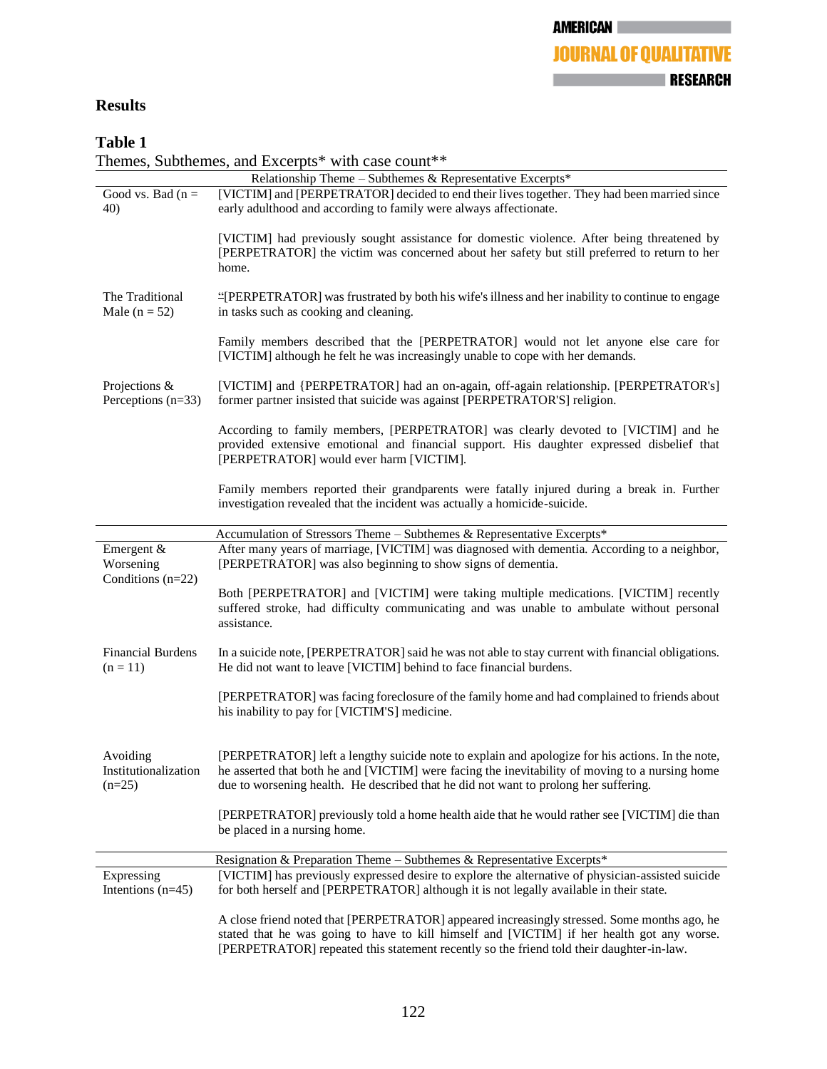## Results

**Table 1**

Themes, Subthemes, and Excerpts* with case count**

| Relationship Theme – Subthemes & Representative Excerpts* | |
|---|---|
| Good vs. Bad (n = 40) | [VICTIM] and [PERPETRATOR] decided to end their lives together. They had been married since early adulthood and according to family were always affectionate.<br><br>[VICTIM] had previously sought assistance for domestic violence. After being threatened by [PERPETRATOR] the victim was concerned about her safety but still preferred to return to her home. |
| The Traditional Male (n = 52) | "[PERPETRATOR] was frustrated by both his wife's illness and her inability to continue to engage in tasks such as cooking and cleaning.<br><br>Family members described that the [PERPETRATOR] would not let anyone else care for [VICTIM] although he felt he was increasingly unable to cope with her demands. |
| Projections & Perceptions (n=33) | [VICTIM] and {PERPETRATOR] had an on-again, off-again relationship. [PERPETRATOR's] former partner insisted that suicide was against [PERPETRATOR'S] religion.<br><br>According to family members, [PERPETRATOR] was clearly devoted to [VICTIM] and he provided extensive emotional and financial support. His daughter expressed disbelief that [PERPETRATOR] would ever harm [VICTIM].<br><br>Family members reported their grandparents were fatally injured during a break in. Further investigation revealed that the incident was actually a homicide-suicide. |
| **Accumulation of Stressors Theme – Subthemes & Representative Excerpts*** | |
| Emergent & Worsening Conditions (n=22) | After many years of marriage, [VICTIM] was diagnosed with dementia. According to a neighbor, [PERPETRATOR] was also beginning to show signs of dementia.<br><br>Both [PERPETRATOR] and [VICTIM] were taking multiple medications. [VICTIM] recently suffered stroke, had difficulty communicating and was unable to ambulate without personal assistance. |
| Financial Burdens (n = 11) | In a suicide note, [PERPETRATOR] said he was not able to stay current with financial obligations. He did not want to leave [VICTIM] behind to face financial burdens.<br><br>[PERPETRATOR] was facing foreclosure of the family home and had complained to friends about his inability to pay for [VICTIM'S] medicine. |
| Avoiding Institutionalization (n=25) | [PERPETRATOR] left a lengthy suicide note to explain and apologize for his actions. In the note, he asserted that both he and [VICTIM] were facing the inevitability of moving to a nursing home due to worsening health. He described that he did not want to prolong her suffering.<br><br>[PERPETRATOR] previously told a home health aide that he would rather see [VICTIM] die than be placed in a nursing home. |
| **Resignation & Preparation Theme – Subthemes & Representative Excerpts*** | |
| Expressing Intentions (n=45) | [VICTIM] has previously expressed desire to explore the alternative of physician-assisted suicide for both herself and [PERPETRATOR] although it is not legally available in their state.<br><br>A close friend noted that [PERPETRATOR] appeared increasingly stressed. Some months ago, he stated that he was going to have to kill himself and [VICTIM] if her health got any worse. [PERPETRATOR] repeated this statement recently so the friend told their daughter-in-law. |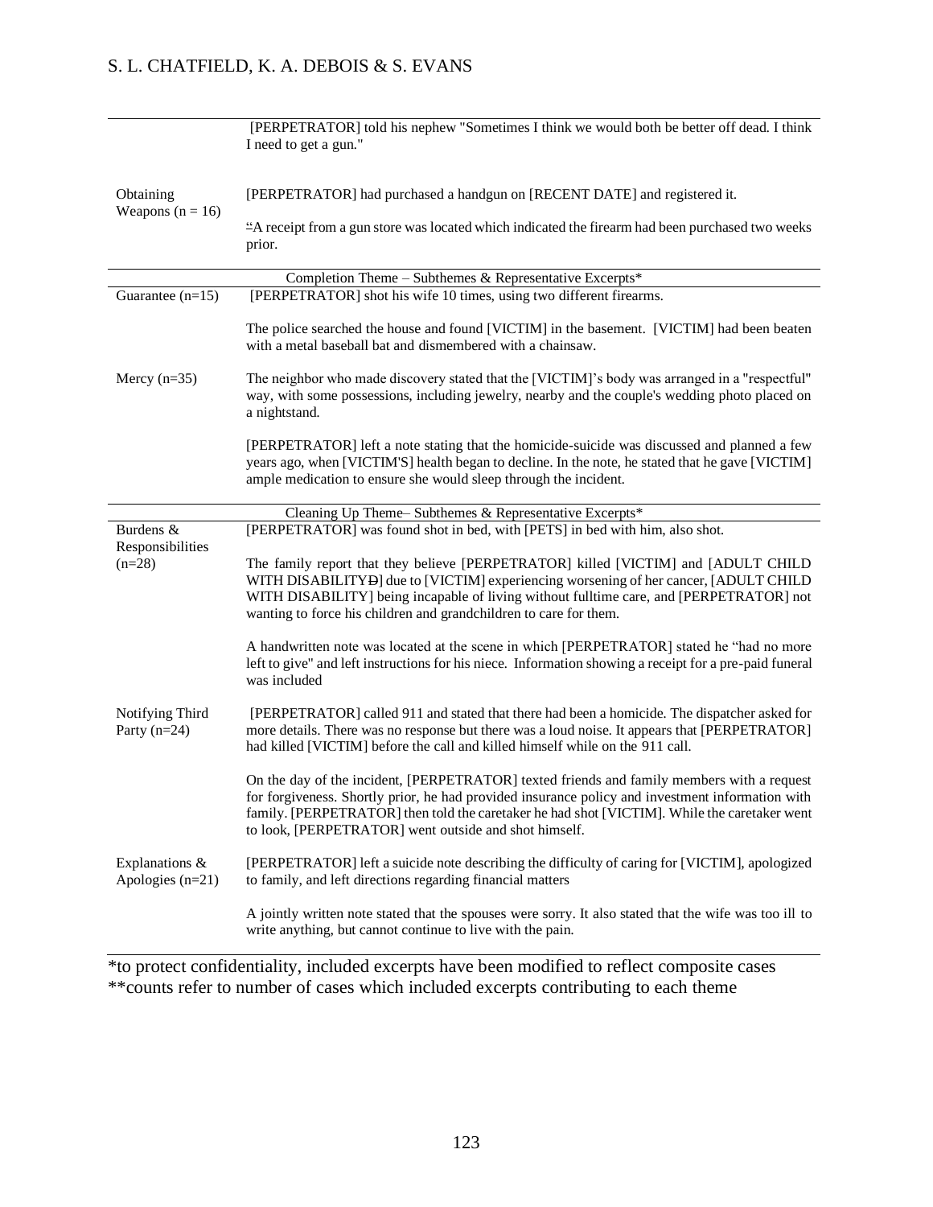| | |
|---|---|
| | [PERPETRATOR] told his nephew "Sometimes I think we would both be better off dead. I think I need to get a gun." |
| Obtaining Weapons (n = 16) | [PERPETRATOR] had purchased a handgun on [RECENT DATE] and registered it. |
| | "A receipt from a gun store was located which indicated the firearm had been purchased two weeks prior. |
| | **Completion Theme – Subthemes & Representative Excerpts*** |
| Guarantee (n=15) | [PERPETRATOR] shot his wife 10 times, using two different firearms. |
| | The police searched the house and found [VICTIM] in the basement. [VICTIM] had been beaten with a metal baseball bat and dismembered with a chainsaw. |
| Mercy (n=35) | The neighbor who made discovery stated that the [VICTIM]'s body was arranged in a "respectful" way, with some possessions, including jewelry, nearby and the couple's wedding photo placed on a nightstand. |
| | [PERPETRATOR] left a note stating that the homicide-suicide was discussed and planned a few years ago, when [VICTIM'S] health began to decline. In the note, he stated that he gave [VICTIM] ample medication to ensure she would sleep through the incident. |
| | **Cleaning Up Theme– Subthemes & Representative Excerpts*** |
| Burdens & Responsibilities (n=28) | [PERPETRATOR] was found shot in bed, with [PETS] in bed with him, also shot. |
| | The family report that they believe [PERPETRATOR] killed [VICTIM] and [ADULT CHILD WITH DISABILITYÐ] due to [VICTIM] experiencing worsening of her cancer, [ADULT CHILD WITH DISABILITY] being incapable of living without fulltime care, and [PERPETRATOR] not wanting to force his children and grandchildren to care for them. |
| | A handwritten note was located at the scene in which [PERPETRATOR] stated he "had no more left to give" and left instructions for his niece. Information showing a receipt for a pre-paid funeral was included |
| Notifying Third Party (n=24) | [PERPETRATOR] called 911 and stated that there had been a homicide. The dispatcher asked for more details. There was no response but there was a loud noise. It appears that [PERPETRATOR] had killed [VICTIM] before the call and killed himself while on the 911 call. |
| | On the day of the incident, [PERPETRATOR] texted friends and family members with a request for forgiveness. Shortly prior, he had provided insurance policy and investment information with family. [PERPETRATOR] then told the caretaker he had shot [VICTIM]. While the caretaker went to look, [PERPETRATOR] went outside and shot himself. |
| Explanations & Apologies (n=21) | [PERPETRATOR] left a suicide note describing the difficulty of caring for [VICTIM], apologized to family, and left directions regarding financial matters |
| | A jointly written note stated that the spouses were sorry. It also stated that the wife was too ill to write anything, but cannot continue to live with the pain. |

*to protect confidentiality, included excerpts have been modified to reflect composite cases
**counts refer to number of cases which included excerpts contributing to each theme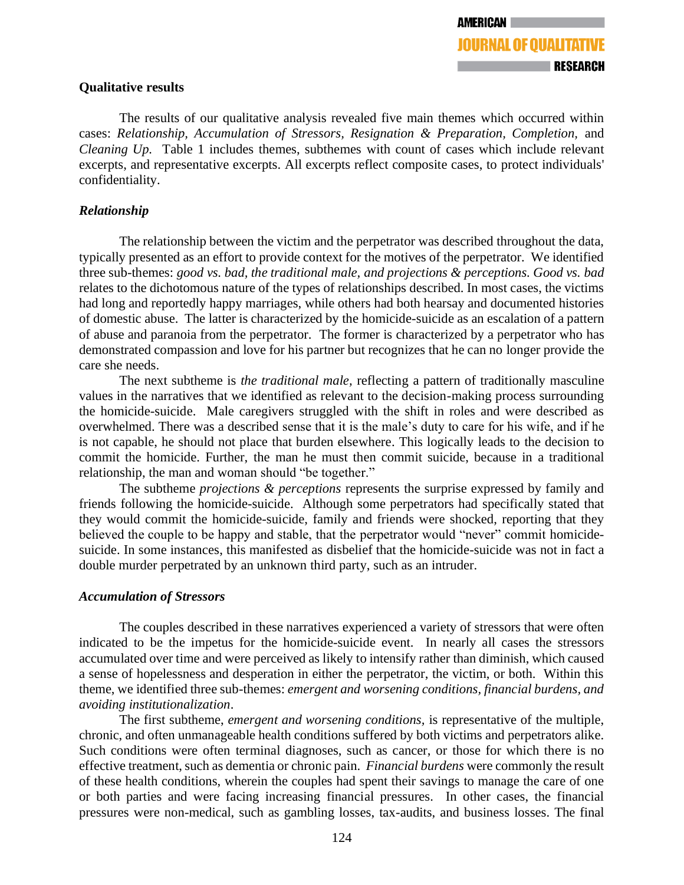### Qualitative results

The results of our qualitative analysis revealed five main themes which occurred within cases: *Relationship, Accumulation of Stressors, Resignation & Preparation, Completion,* and *Cleaning Up.* Table 1 includes themes, subthemes with count of cases which include relevant excerpts, and representative excerpts. All excerpts reflect composite cases, to protect individuals' confidentiality.

#### *Relationship*

The relationship between the victim and the perpetrator was described throughout the data, typically presented as an effort to provide context for the motives of the perpetrator. We identified three sub-themes: *good vs. bad, the traditional male, and projections & perceptions. Good vs. bad* relates to the dichotomous nature of the types of relationships described. In most cases, the victims had long and reportedly happy marriages, while others had both hearsay and documented histories of domestic abuse. The latter is characterized by the homicide-suicide as an escalation of a pattern of abuse and paranoia from the perpetrator. The former is characterized by a perpetrator who has demonstrated compassion and love for his partner but recognizes that he can no longer provide the care she needs.

The next subtheme is *the traditional male,* reflecting a pattern of traditionally masculine values in the narratives that we identified as relevant to the decision-making process surrounding the homicide-suicide. Male caregivers struggled with the shift in roles and were described as overwhelmed. There was a described sense that it is the male's duty to care for his wife, and if he is not capable, he should not place that burden elsewhere. This logically leads to the decision to commit the homicide. Further, the man he must then commit suicide, because in a traditional relationship, the man and woman should "be together."

The subtheme *projections & perceptions* represents the surprise expressed by family and friends following the homicide-suicide. Although some perpetrators had specifically stated that they would commit the homicide-suicide, family and friends were shocked, reporting that they believed the couple to be happy and stable, that the perpetrator would "never" commit homicide-suicide. In some instances, this manifested as disbelief that the homicide-suicide was not in fact a double murder perpetrated by an unknown third party, such as an intruder.

#### *Accumulation of Stressors*

The couples described in these narratives experienced a variety of stressors that were often indicated to be the impetus for the homicide-suicide event. In nearly all cases the stressors accumulated over time and were perceived as likely to intensify rather than diminish, which caused a sense of hopelessness and desperation in either the perpetrator, the victim, or both. Within this theme, we identified three sub-themes: *emergent and worsening conditions, financial burdens, and avoiding institutionalization*.

The first subtheme, *emergent and worsening conditions,* is representative of the multiple, chronic, and often unmanageable health conditions suffered by both victims and perpetrators alike. Such conditions were often terminal diagnoses, such as cancer, or those for which there is no effective treatment, such as dementia or chronic pain. *Financial burdens* were commonly the result of these health conditions, wherein the couples had spent their savings to manage the care of one or both parties and were facing increasing financial pressures. In other cases, the financial pressures were non-medical, such as gambling losses, tax-audits, and business losses. The final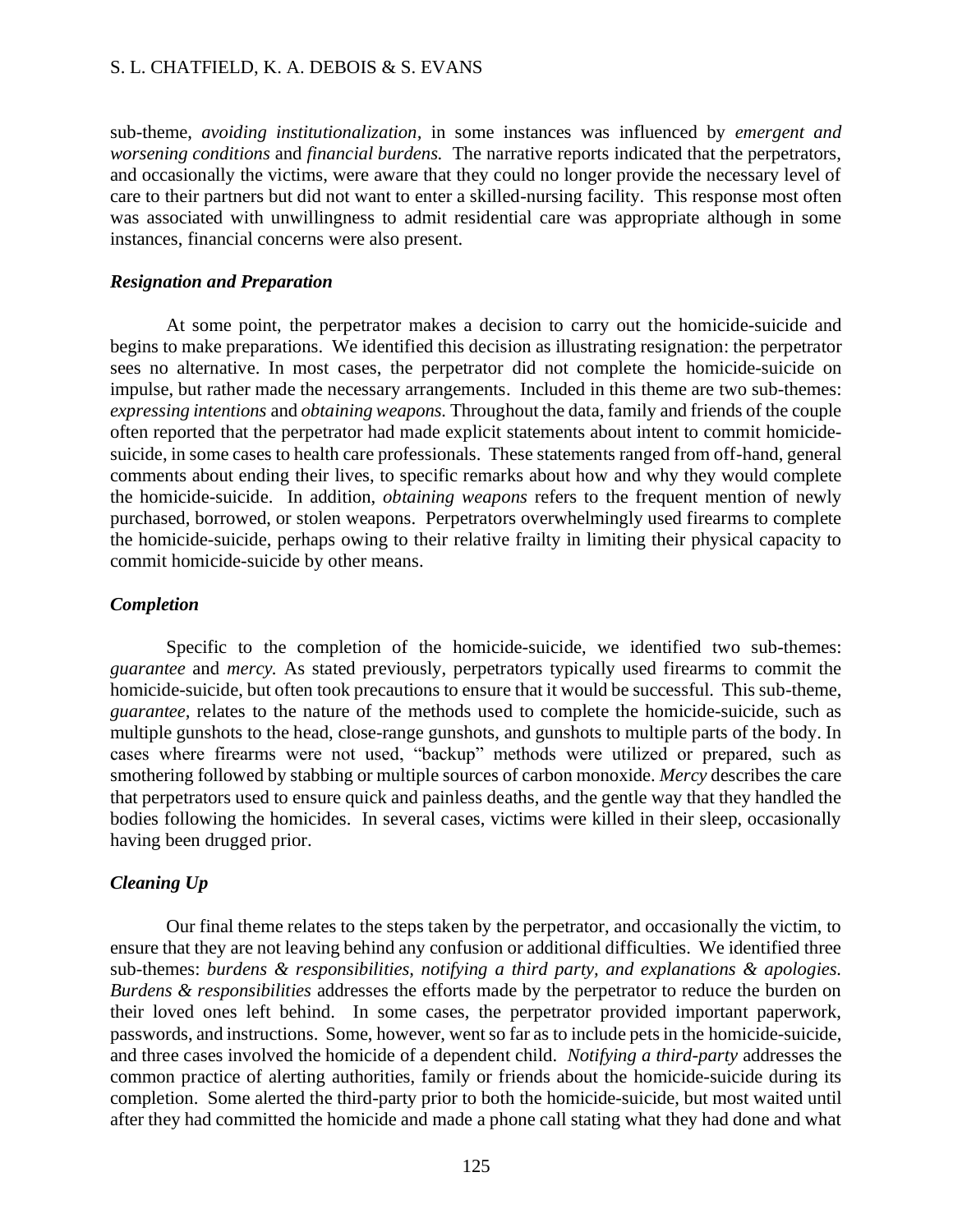sub-theme, *avoiding institutionalization,* in some instances was influenced by *emergent and worsening conditions* and *financial burdens.* The narrative reports indicated that the perpetrators, and occasionally the victims, were aware that they could no longer provide the necessary level of care to their partners but did not want to enter a skilled-nursing facility. This response most often was associated with unwillingness to admit residential care was appropriate although in some instances, financial concerns were also present.

### *Resignation and Preparation*

At some point, the perpetrator makes a decision to carry out the homicide-suicide and begins to make preparations. We identified this decision as illustrating resignation: the perpetrator sees no alternative. In most cases, the perpetrator did not complete the homicide-suicide on impulse, but rather made the necessary arrangements. Included in this theme are two sub-themes: *expressing intentions* and *obtaining weapons.* Throughout the data, family and friends of the couple often reported that the perpetrator had made explicit statements about intent to commit homicide-suicide, in some cases to health care professionals. These statements ranged from off-hand, general comments about ending their lives, to specific remarks about how and why they would complete the homicide-suicide. In addition, *obtaining weapons* refers to the frequent mention of newly purchased, borrowed, or stolen weapons. Perpetrators overwhelmingly used firearms to complete the homicide-suicide, perhaps owing to their relative frailty in limiting their physical capacity to commit homicide-suicide by other means.

### *Completion*

Specific to the completion of the homicide-suicide, we identified two sub-themes: *guarantee* and *mercy.* As stated previously, perpetrators typically used firearms to commit the homicide-suicide, but often took precautions to ensure that it would be successful. This sub-theme, *guarantee,* relates to the nature of the methods used to complete the homicide-suicide, such as multiple gunshots to the head, close-range gunshots, and gunshots to multiple parts of the body. In cases where firearms were not used, "backup" methods were utilized or prepared, such as smothering followed by stabbing or multiple sources of carbon monoxide. *Mercy* describes the care that perpetrators used to ensure quick and painless deaths, and the gentle way that they handled the bodies following the homicides. In several cases, victims were killed in their sleep, occasionally having been drugged prior.

### *Cleaning Up*

Our final theme relates to the steps taken by the perpetrator, and occasionally the victim, to ensure that they are not leaving behind any confusion or additional difficulties. We identified three sub-themes: *burdens & responsibilities, notifying a third party, and explanations & apologies. Burdens & responsibilities* addresses the efforts made by the perpetrator to reduce the burden on their loved ones left behind. In some cases, the perpetrator provided important paperwork, passwords, and instructions. Some, however, went so far as to include pets in the homicide-suicide, and three cases involved the homicide of a dependent child. *Notifying a third-party* addresses the common practice of alerting authorities, family or friends about the homicide-suicide during its completion. Some alerted the third-party prior to both the homicide-suicide, but most waited until after they had committed the homicide and made a phone call stating what they had done and what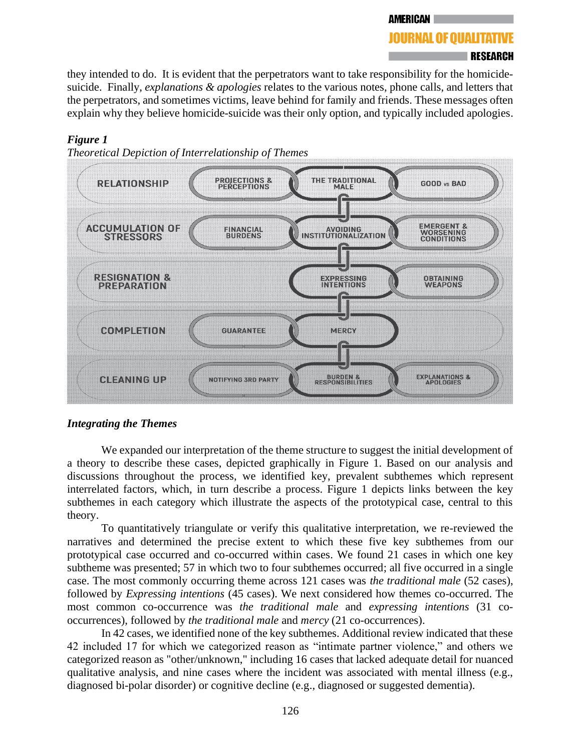they intended to do. It is evident that the perpetrators want to take responsibility for the homicide-suicide. Finally, *explanations & apologies* relates to the various notes, phone calls, and letters that the perpetrators, and sometimes victims, leave behind for family and friends. These messages often explain why they believe homicide-suicide was their only option, and typically included apologies.

***Figure 1***

*Theoretical Depiction of Interrelationship of Themes*

| | | | |
|---|---|---|---|
| RELATIONSHIP | PROJECTIONS & PERCEPTIONS | THE TRADITIONAL MALE | GOOD vs BAD |
| ACCUMULATION OF STRESSORS | FINANCIAL BURDENS | AVOIDING INSTITUTIONALIZATION | EMERGENT & WORSENING CONDITIONS |
| RESIGNATION & PREPARATION | | EXPRESSING INTENTIONS | OBTAINING WEAPONS |
| COMPLETION | GUARANTEE | MERCY | |
| CLEANING UP | NOTIFYING 3RD PARTY | BURDEN & RESPONSIBILITIES | EXPLANATIONS & APOLOGIES |

***Integrating the Themes***

We expanded our interpretation of the theme structure to suggest the initial development of a theory to describe these cases, depicted graphically in Figure 1. Based on our analysis and discussions throughout the process, we identified key, prevalent subthemes which represent interrelated factors, which, in turn describe a process. Figure 1 depicts links between the key subthemes in each category which illustrate the aspects of the prototypical case, central to this theory.

To quantitatively triangulate or verify this qualitative interpretation, we re-reviewed the narratives and determined the precise extent to which these five key subthemes from our prototypical case occurred and co-occurred within cases. We found 21 cases in which one key subtheme was presented; 57 in which two to four subthemes occurred; all five occurred in a single case. The most commonly occurring theme across 121 cases was *the traditional male* (52 cases), followed by *Expressing intentions* (45 cases). We next considered how themes co-occurred. The most common co-occurrence was *the traditional male* and *expressing intentions* (31 co-occurrences), followed by *the traditional male* and *mercy* (21 co-occurrences).

In 42 cases, we identified none of the key subthemes. Additional review indicated that these 42 included 17 for which we categorized reason as "intimate partner violence," and others we categorized reason as "other/unknown," including 16 cases that lacked adequate detail for nuanced qualitative analysis, and nine cases where the incident was associated with mental illness (e.g., diagnosed bi-polar disorder) or cognitive decline (e.g., diagnosed or suggested dementia).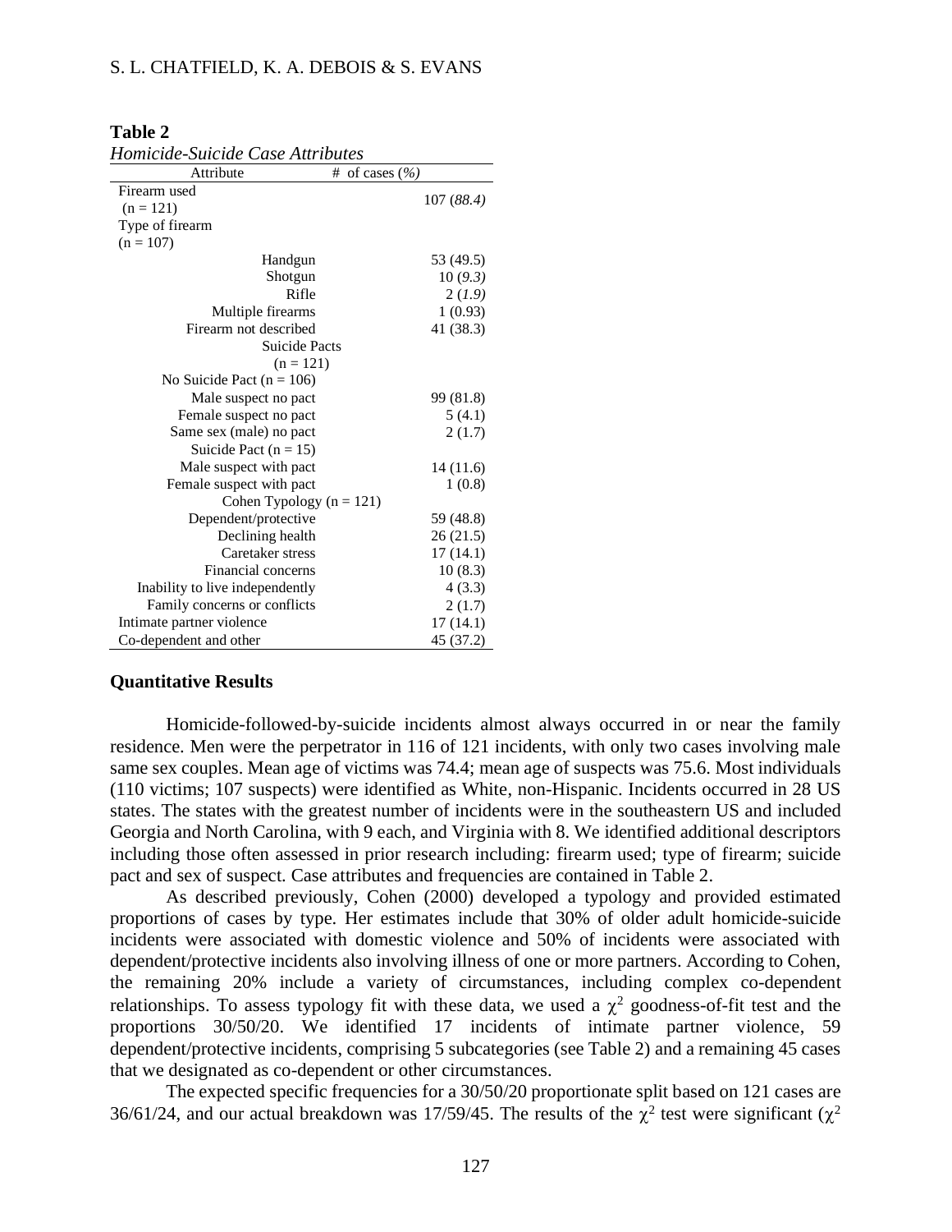**Table 2**

*Homicide-Suicide Case Attributes*

| Attribute | # of cases *(%)* |
|---|---|
| Firearm used (n = 121) | 107 *(88.4)* |
| Type of firearm (n = 107) | |
| Handgun | 53 (49.5) |
| Shotgun | 10 *(9.3)* |
| Rifle | 2 *(1.9)* |
| Multiple firearms | 1 (0.93) |
| Firearm not described | 41 (38.3) |
| Suicide Pacts (n = 121) | |
| No Suicide Pact (n = 106) | |
| Male suspect no pact | 99 (81.8) |
| Female suspect no pact | 5 (4.1) |
| Same sex (male) no pact | 2 (1.7) |
| Suicide Pact (n = 15) | |
| Male suspect with pact | 14 (11.6) |
| Female suspect with pact | 1 (0.8) |
| Cohen Typology (n = 121) | |
| Dependent/protective | 59 (48.8) |
| Declining health | 26 (21.5) |
| Caretaker stress | 17 (14.1) |
| Financial concerns | 10 (8.3) |
| Inability to live independently | 4 (3.3) |
| Family concerns or conflicts | 2 (1.7) |
| Intimate partner violence | 17 (14.1) |
| Co-dependent and other | 45 (37.2) |

**Quantitative Results**

Homicide-followed-by-suicide incidents almost always occurred in or near the family residence. Men were the perpetrator in 116 of 121 incidents, with only two cases involving male same sex couples. Mean age of victims was 74.4; mean age of suspects was 75.6. Most individuals (110 victims; 107 suspects) were identified as White, non-Hispanic. Incidents occurred in 28 US states. The states with the greatest number of incidents were in the southeastern US and included Georgia and North Carolina, with 9 each, and Virginia with 8. We identified additional descriptors including those often assessed in prior research including: firearm used; type of firearm; suicide pact and sex of suspect. Case attributes and frequencies are contained in Table 2.

As described previously, Cohen (2000) developed a typology and provided estimated proportions of cases by type. Her estimates include that 30% of older adult homicide-suicide incidents were associated with domestic violence and 50% of incidents were associated with dependent/protective incidents also involving illness of one or more partners. According to Cohen, the remaining 20% include a variety of circumstances, including complex co-dependent relationships. To assess typology fit with these data, we used a $\chi^2$ goodness-of-fit test and the proportions 30/50/20. We identified 17 incidents of intimate partner violence, 59 dependent/protective incidents, comprising 5 subcategories (see Table 2) and a remaining 45 cases that we designated as co-dependent or other circumstances.

The expected specific frequencies for a 30/50/20 proportionate split based on 121 cases are 36/61/24, and our actual breakdown was 17/59/45. The results of the $\chi^2$ test were significant ($\chi^2$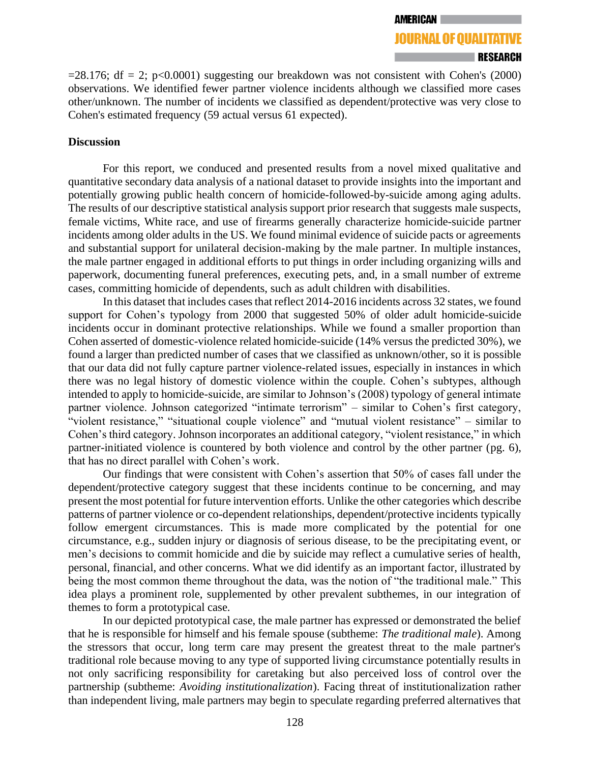=28.176; df = 2; p<0.0001) suggesting our breakdown was not consistent with Cohen's (2000) observations. We identified fewer partner violence incidents although we classified more cases other/unknown. The number of incidents we classified as dependent/protective was very close to Cohen's estimated frequency (59 actual versus 61 expected).

**Discussion**

For this report, we conduced and presented results from a novel mixed qualitative and quantitative secondary data analysis of a national dataset to provide insights into the important and potentially growing public health concern of homicide-followed-by-suicide among aging adults. The results of our descriptive statistical analysis support prior research that suggests male suspects, female victims, White race, and use of firearms generally characterize homicide-suicide partner incidents among older adults in the US. We found minimal evidence of suicide pacts or agreements and substantial support for unilateral decision-making by the male partner. In multiple instances, the male partner engaged in additional efforts to put things in order including organizing wills and paperwork, documenting funeral preferences, executing pets, and, in a small number of extreme cases, committing homicide of dependents, such as adult children with disabilities.

In this dataset that includes cases that reflect 2014-2016 incidents across 32 states, we found support for Cohen's typology from 2000 that suggested 50% of older adult homicide-suicide incidents occur in dominant protective relationships. While we found a smaller proportion than Cohen asserted of domestic-violence related homicide-suicide (14% versus the predicted 30%), we found a larger than predicted number of cases that we classified as unknown/other, so it is possible that our data did not fully capture partner violence-related issues, especially in instances in which there was no legal history of domestic violence within the couple. Cohen's subtypes, although intended to apply to homicide-suicide, are similar to Johnson's (2008) typology of general intimate partner violence. Johnson categorized "intimate terrorism" – similar to Cohen's first category, "violent resistance," "situational couple violence" and "mutual violent resistance" – similar to Cohen's third category. Johnson incorporates an additional category, "violent resistance," in which partner-initiated violence is countered by both violence and control by the other partner (pg. 6), that has no direct parallel with Cohen's work.

Our findings that were consistent with Cohen's assertion that 50% of cases fall under the dependent/protective category suggest that these incidents continue to be concerning, and may present the most potential for future intervention efforts. Unlike the other categories which describe patterns of partner violence or co-dependent relationships, dependent/protective incidents typically follow emergent circumstances. This is made more complicated by the potential for one circumstance, e.g., sudden injury or diagnosis of serious disease, to be the precipitating event, or men's decisions to commit homicide and die by suicide may reflect a cumulative series of health, personal, financial, and other concerns. What we did identify as an important factor, illustrated by being the most common theme throughout the data, was the notion of "the traditional male." This idea plays a prominent role, supplemented by other prevalent subthemes, in our integration of themes to form a prototypical case.

In our depicted prototypical case, the male partner has expressed or demonstrated the belief that he is responsible for himself and his female spouse (subtheme: *The traditional male*). Among the stressors that occur, long term care may present the greatest threat to the male partner's traditional role because moving to any type of supported living circumstance potentially results in not only sacrificing responsibility for caretaking but also perceived loss of control over the partnership (subtheme: *Avoiding institutionalization*). Facing threat of institutionalization rather than independent living, male partners may begin to speculate regarding preferred alternatives that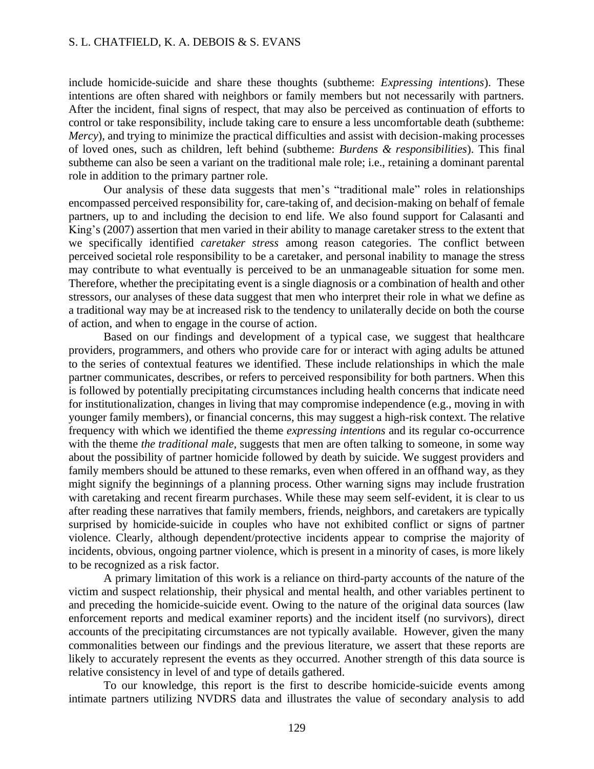include homicide-suicide and share these thoughts (subtheme: *Expressing intentions*). These intentions are often shared with neighbors or family members but not necessarily with partners. After the incident, final signs of respect, that may also be perceived as continuation of efforts to control or take responsibility, include taking care to ensure a less uncomfortable death (subtheme: *Mercy*), and trying to minimize the practical difficulties and assist with decision-making processes of loved ones, such as children, left behind (subtheme: *Burdens & responsibilities*). This final subtheme can also be seen a variant on the traditional male role; i.e., retaining a dominant parental role in addition to the primary partner role.

Our analysis of these data suggests that men's "traditional male" roles in relationships encompassed perceived responsibility for, care-taking of, and decision-making on behalf of female partners, up to and including the decision to end life. We also found support for Calasanti and King's (2007) assertion that men varied in their ability to manage caretaker stress to the extent that we specifically identified *caretaker stress* among reason categories. The conflict between perceived societal role responsibility to be a caretaker, and personal inability to manage the stress may contribute to what eventually is perceived to be an unmanageable situation for some men. Therefore, whether the precipitating event is a single diagnosis or a combination of health and other stressors, our analyses of these data suggest that men who interpret their role in what we define as a traditional way may be at increased risk to the tendency to unilaterally decide on both the course of action, and when to engage in the course of action.

Based on our findings and development of a typical case, we suggest that healthcare providers, programmers, and others who provide care for or interact with aging adults be attuned to the series of contextual features we identified. These include relationships in which the male partner communicates, describes, or refers to perceived responsibility for both partners. When this is followed by potentially precipitating circumstances including health concerns that indicate need for institutionalization, changes in living that may compromise independence (e.g., moving in with younger family members), or financial concerns, this may suggest a high-risk context. The relative frequency with which we identified the theme *expressing intentions* and its regular co-occurrence with the theme *the traditional male,* suggests that men are often talking to someone, in some way about the possibility of partner homicide followed by death by suicide. We suggest providers and family members should be attuned to these remarks, even when offered in an offhand way, as they might signify the beginnings of a planning process. Other warning signs may include frustration with caretaking and recent firearm purchases. While these may seem self-evident, it is clear to us after reading these narratives that family members, friends, neighbors, and caretakers are typically surprised by homicide-suicide in couples who have not exhibited conflict or signs of partner violence. Clearly, although dependent/protective incidents appear to comprise the majority of incidents, obvious, ongoing partner violence, which is present in a minority of cases, is more likely to be recognized as a risk factor.

A primary limitation of this work is a reliance on third-party accounts of the nature of the victim and suspect relationship, their physical and mental health, and other variables pertinent to and preceding the homicide-suicide event. Owing to the nature of the original data sources (law enforcement reports and medical examiner reports) and the incident itself (no survivors), direct accounts of the precipitating circumstances are not typically available. However, given the many commonalities between our findings and the previous literature, we assert that these reports are likely to accurately represent the events as they occurred. Another strength of this data source is relative consistency in level of and type of details gathered.

To our knowledge, this report is the first to describe homicide-suicide events among intimate partners utilizing NVDRS data and illustrates the value of secondary analysis to add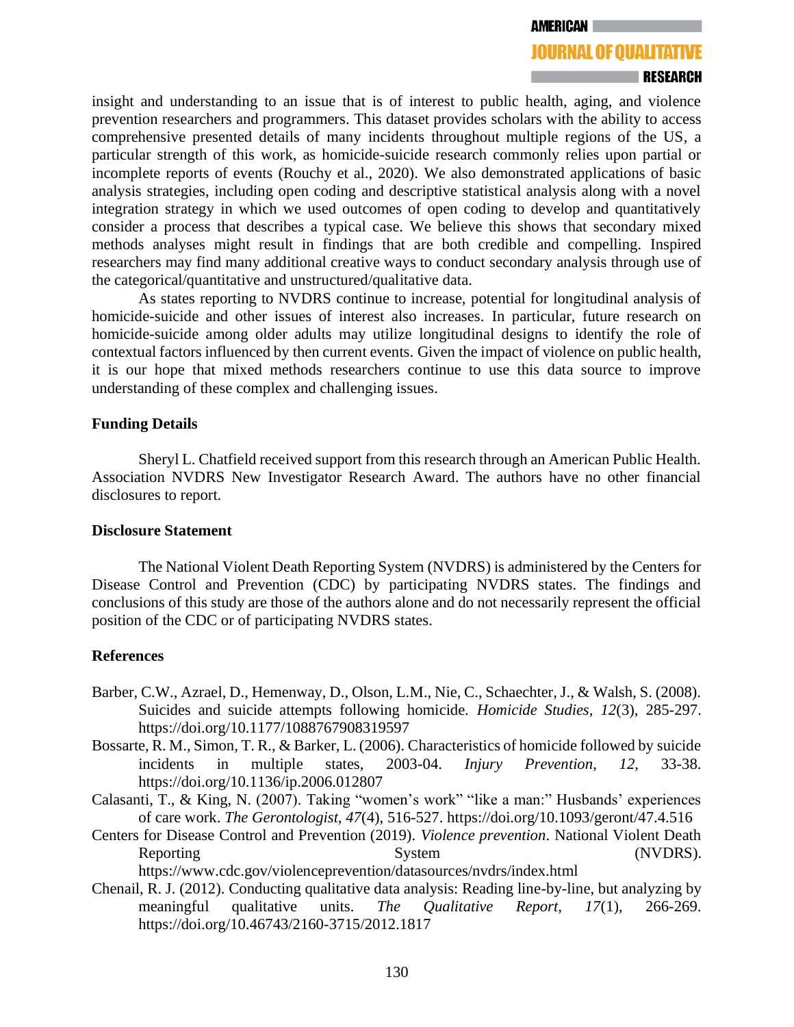insight and understanding to an issue that is of interest to public health, aging, and violence prevention researchers and programmers. This dataset provides scholars with the ability to access comprehensive presented details of many incidents throughout multiple regions of the US, a particular strength of this work, as homicide-suicide research commonly relies upon partial or incomplete reports of events (Rouchy et al., 2020). We also demonstrated applications of basic analysis strategies, including open coding and descriptive statistical analysis along with a novel integration strategy in which we used outcomes of open coding to develop and quantitatively consider a process that describes a typical case. We believe this shows that secondary mixed methods analyses might result in findings that are both credible and compelling. Inspired researchers may find many additional creative ways to conduct secondary analysis through use of the categorical/quantitative and unstructured/qualitative data.

As states reporting to NVDRS continue to increase, potential for longitudinal analysis of homicide-suicide and other issues of interest also increases. In particular, future research on homicide-suicide among older adults may utilize longitudinal designs to identify the role of contextual factors influenced by then current events. Given the impact of violence on public health, it is our hope that mixed methods researchers continue to use this data source to improve understanding of these complex and challenging issues.

## Funding Details

Sheryl L. Chatfield received support from this research through an American Public Health. Association NVDRS New Investigator Research Award. The authors have no other financial disclosures to report.

## Disclosure Statement

The National Violent Death Reporting System (NVDRS) is administered by the Centers for Disease Control and Prevention (CDC) by participating NVDRS states. The findings and conclusions of this study are those of the authors alone and do not necessarily represent the official position of the CDC or of participating NVDRS states.

## References

Barber, C.W., Azrael, D., Hemenway, D., Olson, L.M., Nie, C., Schaechter, J., & Walsh, S. (2008). Suicides and suicide attempts following homicide. *Homicide Studies*, *12*(3), 285-297. https://doi.org/10.1177/1088767908319597

Bossarte, R. M., Simon, T. R., & Barker, L. (2006). Characteristics of homicide followed by suicide incidents in multiple states, 2003-04. *Injury Prevention*, *12*, 33-38. https://doi.org/10.1136/ip.2006.012807

Calasanti, T., & King, N. (2007). Taking "women's work" "like a man:" Husbands' experiences of care work. *The Gerontologist*, *47*(4), 516-527. https://doi.org/10.1093/geront/47.4.516

Centers for Disease Control and Prevention (2019). *Violence prevention*. National Violent Death Reporting System (NVDRS). https://www.cdc.gov/violenceprevention/datasources/nvdrs/index.html

Chenail, R. J. (2012). Conducting qualitative data analysis: Reading line-by-line, but analyzing by meaningful qualitative units. *The Qualitative Report*, *17*(1), 266-269. https://doi.org/10.46743/2160-3715/2012.1817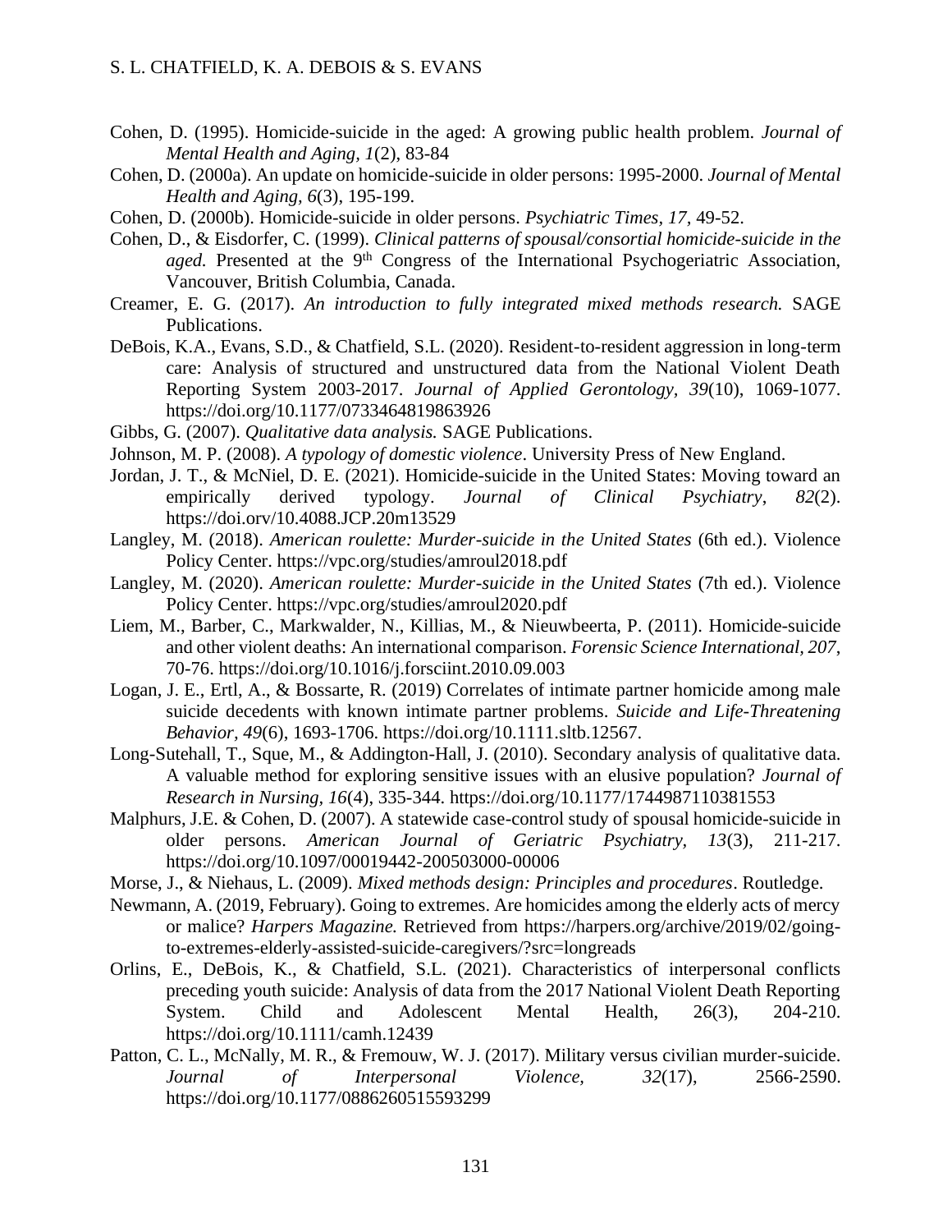Cohen, D. (1995). Homicide-suicide in the aged: A growing public health problem. *Journal of Mental Health and Aging, 1*(2), 83-84

Cohen, D. (2000a). An update on homicide-suicide in older persons: 1995-2000. *Journal of Mental Health and Aging, 6*(3), 195-199.

Cohen, D. (2000b). Homicide-suicide in older persons. *Psychiatric Times, 17,* 49-52.

Cohen, D., & Eisdorfer, C. (1999). *Clinical patterns of spousal/consortial homicide-suicide in the aged.* Presented at the 9th Congress of the International Psychogeriatric Association, Vancouver, British Columbia, Canada.

Creamer, E. G. (2017). *An introduction to fully integrated mixed methods research.* SAGE Publications.

DeBois, K.A., Evans, S.D., & Chatfield, S.L. (2020). Resident-to-resident aggression in long-term care: Analysis of structured and unstructured data from the National Violent Death Reporting System 2003-2017. *Journal of Applied Gerontology, 39*(10), 1069-1077. https://doi.org/10.1177/0733464819863926

Gibbs, G. (2007). *Qualitative data analysis.* SAGE Publications.

Johnson, M. P. (2008). *A typology of domestic violence*. University Press of New England.

Jordan, J. T., & McNiel, D. E. (2021). Homicide-suicide in the United States: Moving toward an empirically derived typology. *Journal of Clinical Psychiatry*, *82*(2). https://doi.orv/10.4088.JCP.20m13529

Langley, M. (2018). *American roulette: Murder-suicide in the United States* (6th ed.). Violence Policy Center. https://vpc.org/studies/amroul2018.pdf

Langley, M. (2020). *American roulette: Murder-suicide in the United States* (7th ed.). Violence Policy Center. https://vpc.org/studies/amroul2020.pdf

Liem, M., Barber, C., Markwalder, N., Killias, M., & Nieuwbeerta, P. (2011). Homicide-suicide and other violent deaths: An international comparison. *Forensic Science International, 207*, 70-76. https://doi.org/10.1016/j.forsciint.2010.09.003

Logan, J. E., Ertl, A., & Bossarte, R. (2019) Correlates of intimate partner homicide among male suicide decedents with known intimate partner problems. *Suicide and Life-Threatening Behavior*, *49*(6), 1693-1706. https://doi.org/10.1111.sltb.12567.

Long-Sutehall, T., Sque, M., & Addington-Hall, J. (2010). Secondary analysis of qualitative data. A valuable method for exploring sensitive issues with an elusive population? *Journal of Research in Nursing, 16*(4), 335-344. https://doi.org/10.1177/1744987110381553

Malphurs, J.E. & Cohen, D. (2007). A statewide case-control study of spousal homicide-suicide in older persons. *American Journal of Geriatric Psychiatry*, *13*(3), 211-217. https://doi.org/10.1097/00019442-200503000-00006

Morse, J., & Niehaus, L. (2009). *Mixed methods design: Principles and procedures*. Routledge.

Newmann, A. (2019, February). Going to extremes. Are homicides among the elderly acts of mercy or malice? *Harpers Magazine.* Retrieved from https://harpers.org/archive/2019/02/going-to-extremes-elderly-assisted-suicide-caregivers/?src=longreads

Orlins, E., DeBois, K., & Chatfield, S.L. (2021). Characteristics of interpersonal conflicts preceding youth suicide: Analysis of data from the 2017 National Violent Death Reporting System. Child and Adolescent Mental Health, 26(3), 204-210. https://doi.org/10.1111/camh.12439

Patton, C. L., McNally, M. R., & Fremouw, W. J. (2017). Military versus civilian murder-suicide. *Journal of Interpersonal Violence, 32*(17), 2566-2590. https://doi.org/10.1177/0886260515593299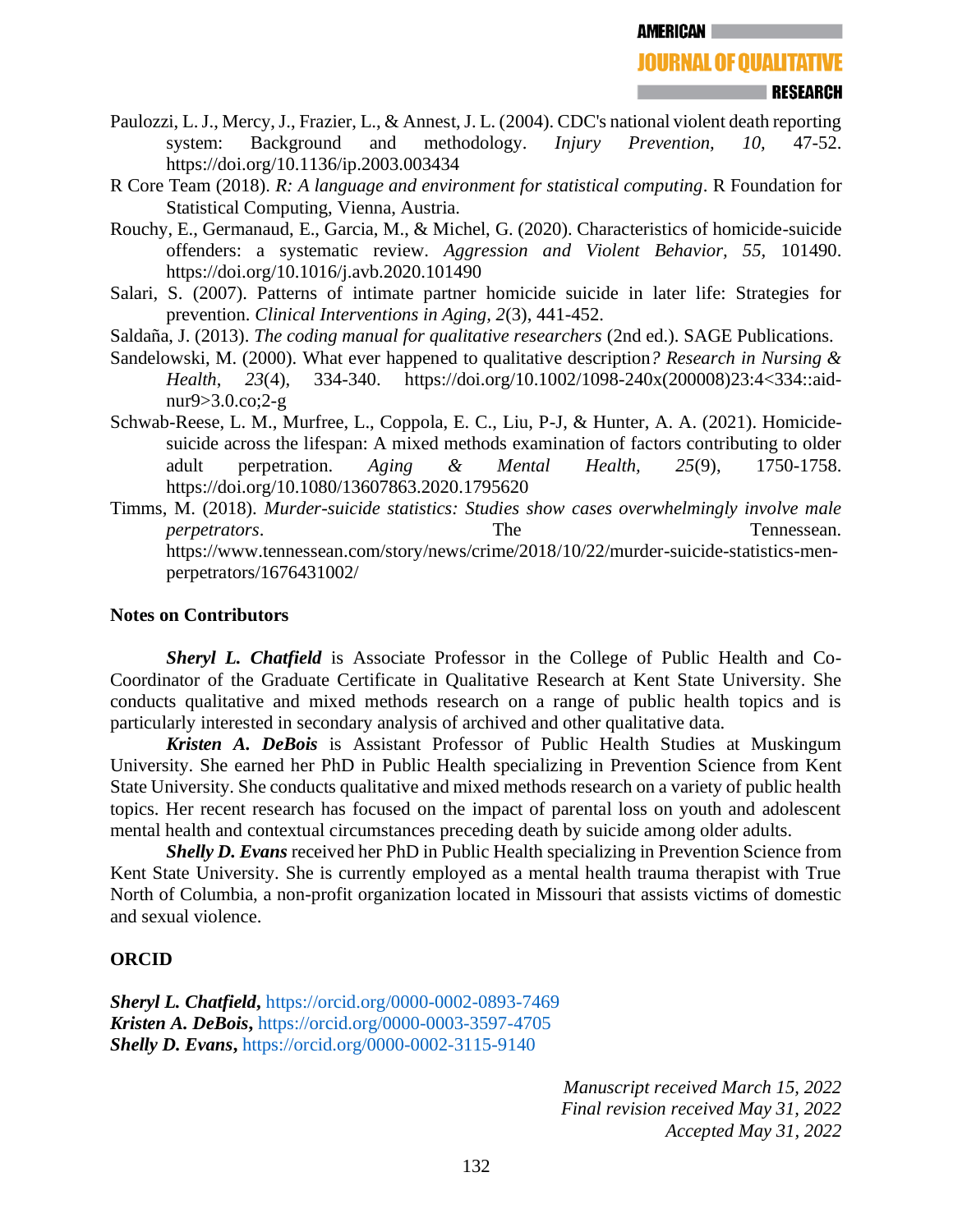Paulozzi, L. J., Mercy, J., Frazier, L., & Annest, J. L. (2004). CDC's national violent death reporting system: Background and methodology. *Injury Prevention, 10,* 47-52. https://doi.org/10.1136/ip.2003.003434

R Core Team (2018). *R: A language and environment for statistical computing*. R Foundation for Statistical Computing, Vienna, Austria.

Rouchy, E., Germanaud, E., Garcia, M., & Michel, G. (2020). Characteristics of homicide-suicide offenders: a systematic review. *Aggression and Violent Behavior, 55,* 101490. https://doi.org/10.1016/j.avb.2020.101490

Salari, S. (2007). Patterns of intimate partner homicide suicide in later life: Strategies for prevention. *Clinical Interventions in Aging, 2*(3), 441-452.

Saldaña, J. (2013). *The coding manual for qualitative researchers* (2nd ed.). SAGE Publications.

Sandelowski, M. (2000). What ever happened to qualitative description*? Research in Nursing & Health, 23*(4), 334-340. https://doi.org/10.1002/1098-240x(200008)23:4<334::aid-nur9>3.0.co;2-g

Schwab-Reese, L. M., Murfree, L., Coppola, E. C., Liu, P-J, & Hunter, A. A. (2021). Homicide-suicide across the lifespan: A mixed methods examination of factors contributing to older adult perpetration. *Aging & Mental Health, 25*(9), 1750-1758. https://doi.org/10.1080/13607863.2020.1795620

Timms, M. (2018). *Murder-suicide statistics: Studies show cases overwhelmingly involve male perpetrators*. The Tennessean. https://www.tennessean.com/story/news/crime/2018/10/22/murder-suicide-statistics-men-perpetrators/1676431002/

## Notes on Contributors

***Sheryl L. Chatfield*** is Associate Professor in the College of Public Health and Co-Coordinator of the Graduate Certificate in Qualitative Research at Kent State University. She conducts qualitative and mixed methods research on a range of public health topics and is particularly interested in secondary analysis of archived and other qualitative data.

***Kristen A. DeBois*** is Assistant Professor of Public Health Studies at Muskingum University. She earned her PhD in Public Health specializing in Prevention Science from Kent State University. She conducts qualitative and mixed methods research on a variety of public health topics. Her recent research has focused on the impact of parental loss on youth and adolescent mental health and contextual circumstances preceding death by suicide among older adults.

***Shelly D. Evans*** received her PhD in Public Health specializing in Prevention Science from Kent State University. She is currently employed as a mental health trauma therapist with True North of Columbia, a non-profit organization located in Missouri that assists victims of domestic and sexual violence.

## ORCID

***Sheryl L. Chatfield***, https://orcid.org/0000-0002-0893-7469
***Kristen A. DeBois***, https://orcid.org/0000-0003-3597-4705
***Shelly D. Evans***, https://orcid.org/0000-0002-3115-9140

*Manuscript received March 15, 2022*
*Final revision received May 31, 2022*
*Accepted May 31, 2022*